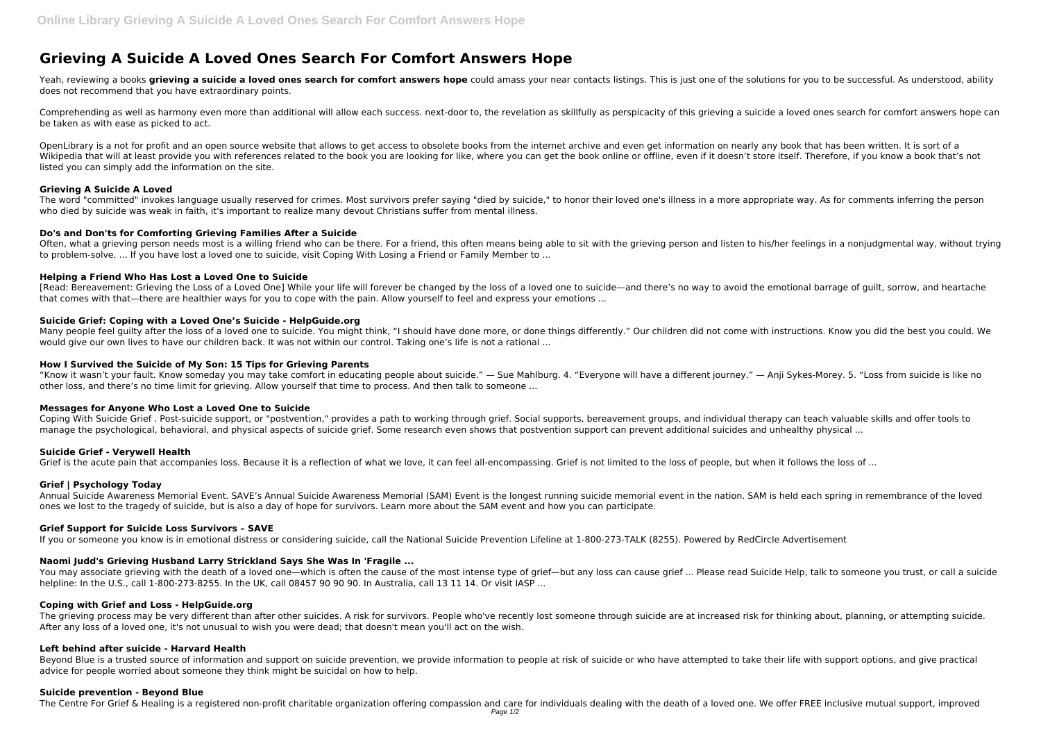# Grieving A Suicide A Loved Ones Search For Comfort Answers Hope

Yeah, reviewing a books **grieving a suicide a loved ones search for comfort answers hope** could amass your near contacts listings. This is just one of the solutions for you to be successful. As understood, ability does not recommend that you have extraordinary points.

Comprehending as well as harmony even more than additional will allow each success. next-door to, the revelation as skillfully as perspicacity of this grieving a suicide a loved ones search for comfort answers hope can be taken as with ease as picked to act.

OpenLibrary is a not for profit and an open source website that allows to get access to obsolete books from the internet archive and even get information on nearly any book that has been written. It is sort of a Wikipedia that will at least provide you with references related to the book you are looking for like, where you can get the book online or offline, even if it doesn't store itself. Therefore, if you know a book that's not listed you can simply add the information on the site.

### Grieving A Suicide A Loved

The word "committed" invokes language usually reserved for crimes. Most survivors prefer saying "died by suicide," to honor their loved one's illness in a more appropriate way. As for comments inferring the person who died by suicide was weak in faith, it's important to realize many devout Christians suffer from mental illness.

### Do's and Don'ts for Comforting Grieving Families After a Suicide

Often, what a grieving person needs most is a willing friend who can be there. For a friend, this often means being able to sit with the grieving person and listen to his/her feelings in a nonjudgmental way, without trying to problem-solve. ... If you have lost a loved one to suicide, visit Coping With Losing a Friend or Family Member to ...

### Helping a Friend Who Has Lost a Loved One to Suicide

[Read: Bereavement: Grieving the Loss of a Loved One] While your life will forever be changed by the loss of a loved one to suicide—and there's no way to avoid the emotional barrage of guilt, sorrow, and heartache that comes with that—there are healthier ways for you to cope with the pain. Allow yourself to feel and express your emotions ...

### Suicide Grief: Coping with a Loved One's Suicide - HelpGuide.org

Many people feel guilty after the loss of a loved one to suicide. You might think, "I should have done more, or done things differently." Our children did not come with instructions. Know you did the best you could. We would give our own lives to have our children back. It was not within our control. Taking one's life is not a rational ...

### How I Survived the Suicide of My Son: 15 Tips for Grieving Parents

"Know it wasn't your fault. Know someday you may take comfort in educating people about suicide." — Sue Mahlburg. 4. "Everyone will have a different journey." — Anji Sykes-Morey. 5. "Loss from suicide is like no other loss, and there's no time limit for grieving. Allow yourself that time to process. And then talk to someone ...

### Messages for Anyone Who Lost a Loved One to Suicide

Coping With Suicide Grief . Post-suicide support, or "postvention," provides a path to working through grief. Social supports, bereavement groups, and individual therapy can teach valuable skills and offer tools to manage the psychological, behavioral, and physical aspects of suicide grief. Some research even shows that postvention support can prevent additional suicides and unhealthy physical ...

### Suicide Grief - Verywell Health

Grief is the acute pain that accompanies loss. Because it is a reflection of what we love, it can feel all-encompassing. Grief is not limited to the loss of people, but when it follows the loss of ...

### Grief | Psychology Today

Annual Suicide Awareness Memorial Event. SAVE's Annual Suicide Awareness Memorial (SAM) Event is the longest running suicide memorial event in the nation. SAM is held each spring in remembrance of the loved ones we lost to the tragedy of suicide, but is also a day of hope for survivors. Learn more about the SAM event and how you can participate.

### Grief Support for Suicide Loss Survivors – SAVE

If you or someone you know is in emotional distress or considering suicide, call the National Suicide Prevention Lifeline at 1-800-273-TALK (8255). Powered by RedCircle Advertisement

### Naomi Judd's Grieving Husband Larry Strickland Says She Was In 'Fragile ...

You may associate grieving with the death of a loved one—which is often the cause of the most intense type of grief—but any loss can cause grief ... Please read Suicide Help, talk to someone you trust, or call a suicide helpline: In the U.S., call 1-800-273-8255. In the UK, call 08457 90 90 90. In Australia, call 13 11 14. Or visit IASP ...

### Coping with Grief and Loss - HelpGuide.org

The grieving process may be very different than after other suicides. A risk for survivors. People who've recently lost someone through suicide are at increased risk for thinking about, planning, or attempting suicide. After any loss of a loved one, it's not unusual to wish you were dead; that doesn't mean you'll act on the wish.

### Left behind after suicide - Harvard Health

Beyond Blue is a trusted source of information and support on suicide prevention, we provide information to people at risk of suicide or who have attempted to take their life with support options, and give practical advice for people worried about someone they think might be suicidal on how to help.

### Suicide prevention - Beyond Blue

The Centre For Grief & Healing is a registered non-profit charitable organization offering compassion and care for individuals dealing with the death of a loved one. We offer FREE inclusive mutual support, improved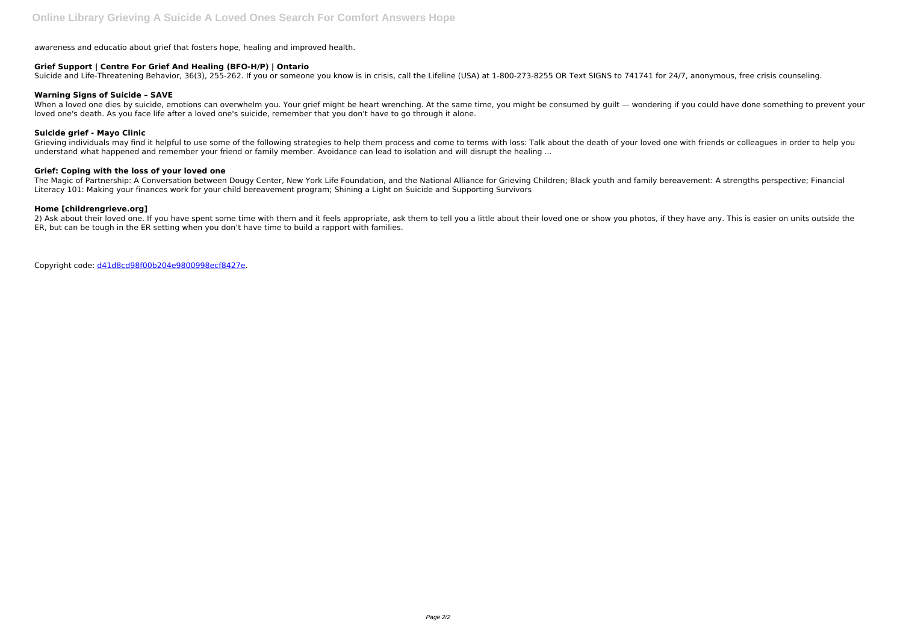awareness and educatio about grief that fosters hope, healing and improved health.

### Grief Support | Centre For Grief And Healing (BFO-H/P) | Ontario

Suicide and Life-Threatening Behavior, 36(3), 255-262. If you or someone you know is in crisis, call the Lifeline (USA) at 1-800-273-8255 OR Text SIGNS to 741741 for 24/7, anonymous, free crisis counseling.

### Warning Signs of Suicide – SAVE

When a loved one dies by suicide, emotions can overwhelm you. Your grief might be heart wrenching. At the same time, you might be consumed by guilt — wondering if you could have done something to prevent your loved one's death. As you face life after a loved one's suicide, remember that you don't have to go through it alone.

### Suicide grief - Mayo Clinic

Grieving individuals may find it helpful to use some of the following strategies to help them process and come to terms with loss: Talk about the death of your loved one with friends or colleagues in order to help you understand what happened and remember your friend or family member. Avoidance can lead to isolation and will disrupt the healing ...

### Grief: Coping with the loss of your loved one

The Magic of Partnership: A Conversation between Dougy Center, New York Life Foundation, and the National Alliance for Grieving Children; Black youth and family bereavement: A strengths perspective; Financial Literacy 101: Making your finances work for your child bereavement program; Shining a Light on Suicide and Supporting Survivors

### Home [childrengrieve.org]

2) Ask about their loved one. If you have spent some time with them and it feels appropriate, ask them to tell you a little about their loved one or show you photos, if they have any. This is easier on units outside the ER, but can be tough in the ER setting when you don't have time to build a rapport with families.

Copyright code: d41d8cd98f00b204e9800998ecf8427e.